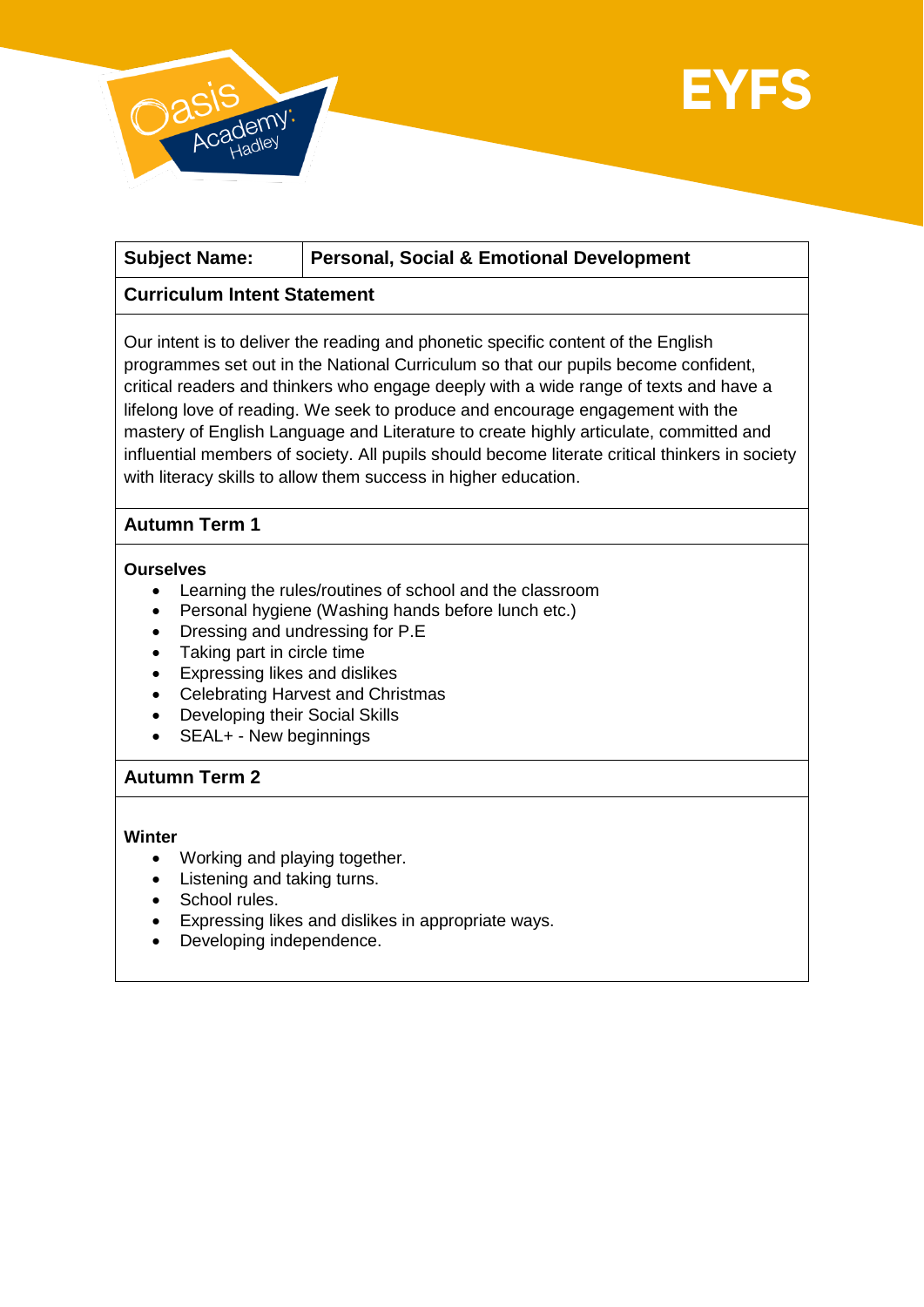EYFS

| Subject Name: | Personal, Social & Emotional Development |
|---|---|

**Curriculum Intent Statement**

Our intent is to deliver the reading and phonetic specific content of the English programmes set out in the National Curriculum so that our pupils become confident, critical readers and thinkers who engage deeply with a wide range of texts and have a lifelong love of reading. We seek to produce and encourage engagement with the mastery of English Language and Literature to create highly articulate, committed and influential members of society. All pupils should become literate critical thinkers in society with literacy skills to allow them success in higher education.

**Autumn Term 1**

**Ourselves**

- Learning the rules/routines of school and the classroom
- Personal hygiene (Washing hands before lunch etc.)
- Dressing and undressing for P.E
- Taking part in circle time
- Expressing likes and dislikes
- Celebrating Harvest and Christmas
- Developing their Social Skills
- SEAL+ - New beginnings

**Autumn Term 2**

**Winter**

- Working and playing together.
- Listening and taking turns.
- School rules.
- Expressing likes and dislikes in appropriate ways.
- Developing independence.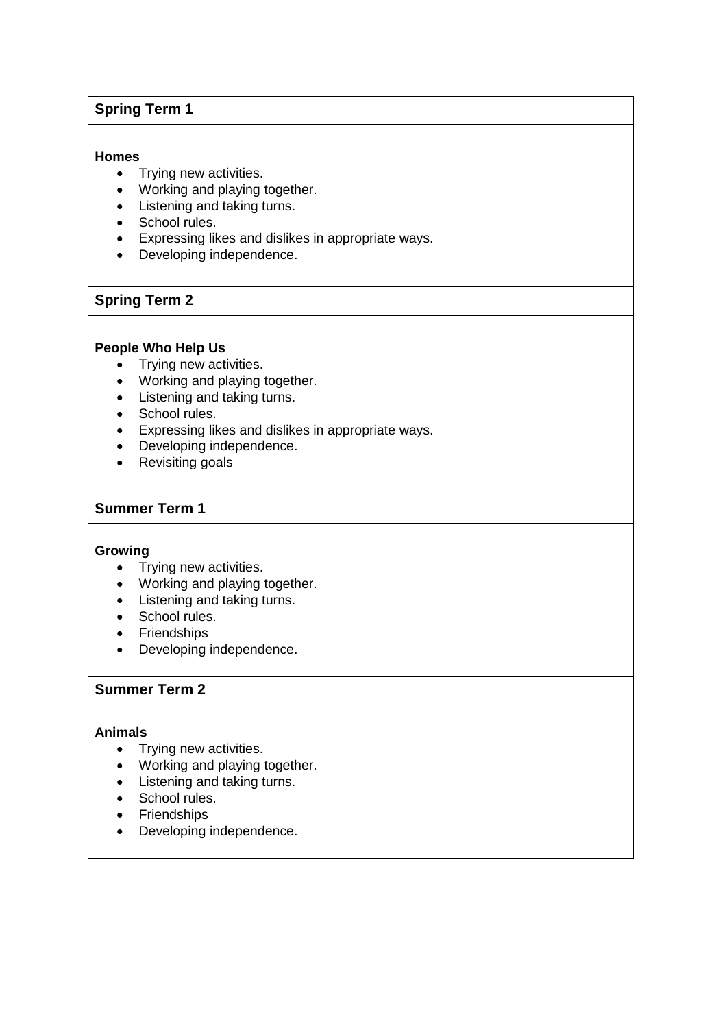## Spring Term 1

**Homes**

- Trying new activities.
- Working and playing together.
- Listening and taking turns.
- School rules.
- Expressing likes and dislikes in appropriate ways.
- Developing independence.

## Spring Term 2

**People Who Help Us**

- Trying new activities.
- Working and playing together.
- Listening and taking turns.
- School rules.
- Expressing likes and dislikes in appropriate ways.
- Developing independence.
- Revisiting goals

## Summer Term 1

**Growing**

- Trying new activities.
- Working and playing together.
- Listening and taking turns.
- School rules.
- Friendships
- Developing independence.

## Summer Term 2

**Animals**

- Trying new activities.
- Working and playing together.
- Listening and taking turns.
- School rules.
- Friendships
- Developing independence.